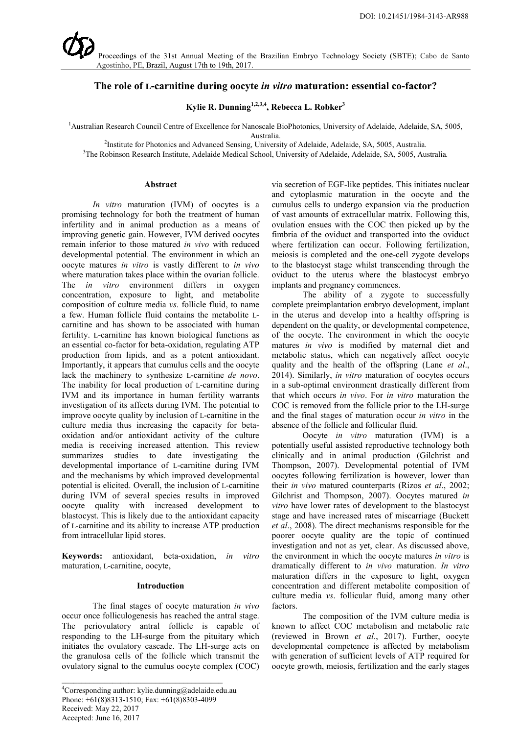DOI: 10.21451/1984-3143-AR988

Proceedings of the 31st Annual Meeting of the Brazilian Embryo Technology Society (SBTE); Cabo de Santo Agostinho, PE, Brazil, August 17th to 19th, 2017.

# The role of L-carnitine during oocyte *in vitro* maturation: essential co-factor?

**Kylie R. Dunning[1,2,3,4], Rebecca L. Robker[3]**

[1]Australian Research Council Centre of Excellence for Nanoscale BioPhotonics, University of Adelaide, Adelaide, SA, 5005, Australia.
[2]Institute for Photonics and Advanced Sensing, University of Adelaide, Adelaide, SA, 5005, Australia.
[3]The Robinson Research Institute, Adelaide Medical School, University of Adelaide, Adelaide, SA, 5005, Australia.

## Abstract

*In vitro* maturation (IVM) of oocytes is a promising technology for both the treatment of human infertility and in animal production as a means of improving genetic gain. However, IVM derived oocytes remain inferior to those matured *in vivo* with reduced developmental potential. The environment in which an oocyte matures *in vitro* is vastly different to *in vivo* where maturation takes place within the ovarian follicle. The *in vitro* environment differs in oxygen concentration, exposure to light, and metabolite composition of culture media *vs*. follicle fluid, to name a few. Human follicle fluid contains the metabolite L-carnitine and has shown to be associated with human fertility. L-carnitine has known biological functions as an essential co-factor for beta-oxidation, regulating ATP production from lipids, and as a potent antioxidant. Importantly, it appears that cumulus cells and the oocyte lack the machinery to synthesize L-carnitine *de novo*. The inability for local production of L-carnitine during IVM and its importance in human fertility warrants investigation of its affects during IVM. The potential to improve oocyte quality by inclusion of L-carnitine in the culture media thus increasing the capacity for beta-oxidation and/or antioxidant activity of the culture media is receiving increased attention. This review summarizes studies to date investigating the developmental importance of L-carnitine during IVM and the mechanisms by which improved developmental potential is elicited. Overall, the inclusion of L-carnitine during IVM of several species results in improved oocyte quality with increased development to blastocyst. This is likely due to the antioxidant capacity of L-carnitine and its ability to increase ATP production from intracellular lipid stores.

**Keywords:** antioxidant, beta-oxidation, *in vitro* maturation, L-carnitine, oocyte,

## Introduction

The final stages of oocyte maturation *in vivo* occur once folliculogenesis has reached the antral stage. The periovulatory antral follicle is capable of responding to the LH-surge from the pituitary which initiates the ovulatory cascade. The LH-surge acts on the granulosa cells of the follicle which transmit the ovulatory signal to the cumulus oocyte complex (COC) via secretion of EGF-like peptides. This initiates nuclear and cytoplasmic maturation in the oocyte and the cumulus cells to undergo expansion via the production of vast amounts of extracellular matrix. Following this, ovulation ensues with the COC then picked up by the fimbria of the oviduct and transported into the oviduct where fertilization can occur. Following fertilization, meiosis is completed and the one-cell zygote develops to the blastocyst stage whilst transcending through the oviduct to the uterus where the blastocyst embryo implants and pregnancy commences.

The ability of a zygote to successfully complete preimplantation embryo development, implant in the uterus and develop into a healthy offspring is dependent on the quality, or developmental competence, of the oocyte. The environment in which the oocyte matures *in vivo* is modified by maternal diet and metabolic status, which can negatively affect oocyte quality and the health of the offspring (Lane *et al*., 2014). Similarly, *in vitro* maturation of oocytes occurs in a sub-optimal environment drastically different from that which occurs *in vivo*. For *in vitro* maturation the COC is removed from the follicle prior to the LH-surge and the final stages of maturation occur *in vitro* in the absence of the follicle and follicular fluid.

Oocyte *in vitro* maturation (IVM) is a potentially useful assisted reproductive technology both clinically and in animal production (Gilchrist and Thompson, 2007). Developmental potential of IVM oocytes following fertilization is however, lower than their *in vivo* matured counterparts (Rizos *et al*., 2002; Gilchrist and Thompson, 2007). Oocytes matured *in vitro* have lower rates of development to the blastocyst stage and have increased rates of miscarriage (Buckett *et al*., 2008). The direct mechanisms responsible for the poorer oocyte quality are the topic of continued investigation and not as yet, clear. As discussed above, the environment in which the oocyte matures *in vitro* is dramatically different to *in vivo* maturation. *In vitro* maturation differs in the exposure to light, oxygen concentration and different metabolite composition of culture media *vs*. follicular fluid, among many other factors.

The composition of the IVM culture media is known to affect COC metabolism and metabolic rate (reviewed in Brown *et al*., 2017). Further, oocyte developmental competence is affected by metabolism with generation of sufficient levels of ATP required for oocyte growth, meiosis, fertilization and the early stages

[4]Corresponding author: kylie.dunning@adelaide.edu.au
Phone: +61(8)8313-1510; Fax: +61(8)8303-4099
Received: May 22, 2017
Accepted: June 16, 2017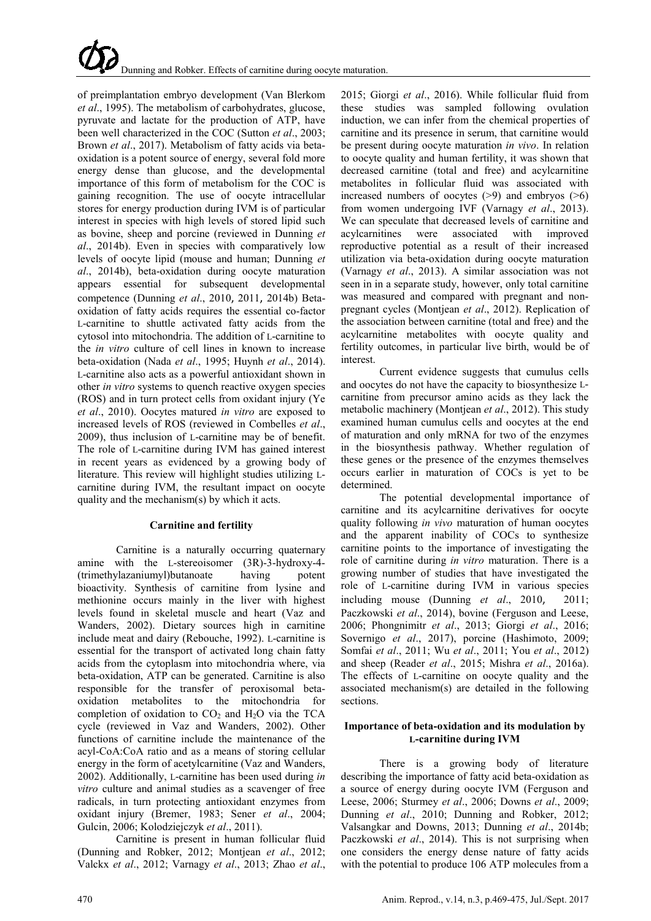of preimplantation embryo development (Van Blerkom *et al*., 1995). The metabolism of carbohydrates, glucose, pyruvate and lactate for the production of ATP, have been well characterized in the COC (Sutton *et al*., 2003; Brown *et al*., 2017). Metabolism of fatty acids via beta-oxidation is a potent source of energy, several fold more energy dense than glucose, and the developmental importance of this form of metabolism for the COC is gaining recognition. The use of oocyte intracellular stores for energy production during IVM is of particular interest in species with high levels of stored lipid such as bovine, sheep and porcine (reviewed in Dunning *et al*., 2014b). Even in species with comparatively low levels of oocyte lipid (mouse and human; Dunning *et al*., 2014b), beta-oxidation during oocyte maturation appears essential for subsequent developmental competence (Dunning *et al*., 2010, 2011, 2014b) Beta-oxidation of fatty acids requires the essential co-factor L-carnitine to shuttle activated fatty acids from the cytosol into mitochondria. The addition of L-carnitine to the *in vitro* culture of cell lines in known to increase beta-oxidation (Nada *et al*., 1995; Huynh *et al*., 2014). L-carnitine also acts as a powerful antioxidant shown in other *in vitro* systems to quench reactive oxygen species (ROS) and in turn protect cells from oxidant injury (Ye *et al*., 2010). Oocytes matured *in vitro* are exposed to increased levels of ROS (reviewed in Combelles *et al*., 2009), thus inclusion of L-carnitine may be of benefit. The role of L-carnitine during IVM has gained interest in recent years as evidenced by a growing body of literature. This review will highlight studies utilizing L-carnitine during IVM, the resultant impact on oocyte quality and the mechanism(s) by which it acts.

## Carnitine and fertility

Carnitine is a naturally occurring quaternary amine with the L-stereoisomer (3R)-3-hydroxy-4-(trimethylazaniumyl)butanoate having potent bioactivity. Synthesis of carnitine from lysine and methionine occurs mainly in the liver with highest levels found in skeletal muscle and heart (Vaz and Wanders, 2002). Dietary sources high in carnitine include meat and dairy (Rebouche, 1992). L-carnitine is essential for the transport of activated long chain fatty acids from the cytoplasm into mitochondria where, via beta-oxidation, ATP can be generated. Carnitine is also responsible for the transfer of peroxisomal beta-oxidation metabolites to the mitochondria for completion of oxidation to $CO_2$ and $H_2O$ via the TCA cycle (reviewed in Vaz and Wanders, 2002). Other functions of carnitine include the maintenance of the acyl-CoA:CoA ratio and as a means of storing cellular energy in the form of acetylcarnitine (Vaz and Wanders, 2002). Additionally, L-carnitine has been used during *in vitro* culture and animal studies as a scavenger of free radicals, in turn protecting antioxidant enzymes from oxidant injury (Bremer, 1983; Sener *et al*., 2004; Gulcin, 2006; Kolodziejczyk *et al*., 2011).

Carnitine is present in human follicular fluid (Dunning and Robker, 2012; Montjean *et al*., 2012; Valckx *et al*., 2012; Varnagy *et al*., 2013; Zhao *et al*., 2015; Giorgi *et al*., 2016). While follicular fluid from these studies was sampled following ovulation induction, we can infer from the chemical properties of carnitine and its presence in serum, that carnitine would be present during oocyte maturation *in vivo*. In relation to oocyte quality and human fertility, it was shown that decreased carnitine (total and free) and acylcarnitine metabolites in follicular fluid was associated with increased numbers of oocytes (>9) and embryos (>6) from women undergoing IVF (Varnagy *et al*., 2013). We can speculate that decreased levels of carnitine and acylcarnitines were associated with improved reproductive potential as a result of their increased utilization via beta-oxidation during oocyte maturation (Varnagy *et al*., 2013). A similar association was not seen in in a separate study, however, only total carnitine was measured and compared with pregnant and non-pregnant cycles (Montjean *et al*., 2012). Replication of the association between carnitine (total and free) and the acylcarnitine metabolites with oocyte quality and fertility outcomes, in particular live birth, would be of interest.

Current evidence suggests that cumulus cells and oocytes do not have the capacity to biosynthesize L-carnitine from precursor amino acids as they lack the metabolic machinery (Montjean *et al*., 2012). This study examined human cumulus cells and oocytes at the end of maturation and only mRNA for two of the enzymes in the biosynthesis pathway. Whether regulation of these genes or the presence of the enzymes themselves occurs earlier in maturation of COCs is yet to be determined.

The potential developmental importance of carnitine and its acylcarnitine derivatives for oocyte quality following *in vivo* maturation of human oocytes and the apparent inability of COCs to synthesize carnitine points to the importance of investigating the role of carnitine during *in vitro* maturation. There is a growing number of studies that have investigated the role of L-carnitine during IVM in various species including mouse (Dunning *et al*., 2010, 2011; Paczkowski *et al*., 2014), bovine (Ferguson and Leese, 2006; Phongnimitr *et al*., 2013; Giorgi *et al*., 2016; Sovernigo *et al*., 2017), porcine (Hashimoto, 2009; Somfai *et al*., 2011; Wu *et al*., 2011; You *et al*., 2012) and sheep (Reader *et al*., 2015; Mishra *et al*., 2016a). The effects of L-carnitine on oocyte quality and the associated mechanism(s) are detailed in the following sections.

## Importance of beta-oxidation and its modulation by L-carnitine during IVM

There is a growing body of literature describing the importance of fatty acid beta-oxidation as a source of energy during oocyte IVM (Ferguson and Leese, 2006; Sturmey *et al*., 2006; Downs *et al*., 2009; Dunning *et al*., 2010; Dunning and Robker, 2012; Valsangkar and Downs, 2013; Dunning *et al*., 2014b; Paczkowski *et al*., 2014). This is not surprising when one considers the energy dense nature of fatty acids with the potential to produce 106 ATP molecules from a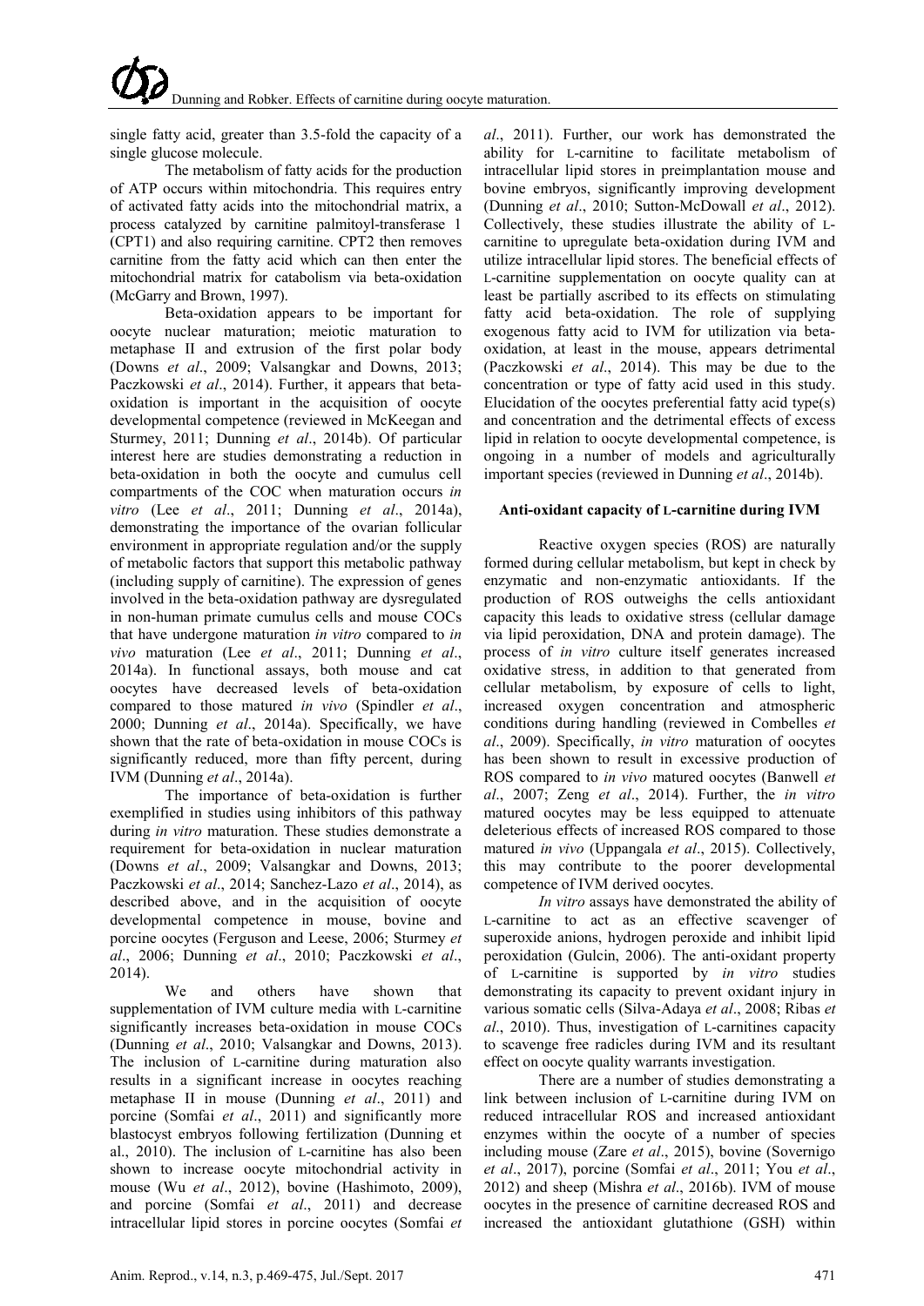single fatty acid, greater than 3.5-fold the capacity of a single glucose molecule.

The metabolism of fatty acids for the production of ATP occurs within mitochondria. This requires entry of activated fatty acids into the mitochondrial matrix, a process catalyzed by carnitine palmitoyl-transferase 1 (CPT1) and also requiring carnitine. CPT2 then removes carnitine from the fatty acid which can then enter the mitochondrial matrix for catabolism via beta-oxidation (McGarry and Brown, 1997).

Beta-oxidation appears to be important for oocyte nuclear maturation; meiotic maturation to metaphase II and extrusion of the first polar body (Downs *et al*., 2009; Valsangkar and Downs, 2013; Paczkowski *et al*., 2014). Further, it appears that beta-oxidation is important in the acquisition of oocyte developmental competence (reviewed in McKeegan and Sturmey, 2011; Dunning *et al*., 2014b). Of particular interest here are studies demonstrating a reduction in beta-oxidation in both the oocyte and cumulus cell compartments of the COC when maturation occurs *in vitro* (Lee *et al*., 2011; Dunning *et al*., 2014a), demonstrating the importance of the ovarian follicular environment in appropriate regulation and/or the supply of metabolic factors that support this metabolic pathway (including supply of carnitine). The expression of genes involved in the beta-oxidation pathway are dysregulated in non-human primate cumulus cells and mouse COCs that have undergone maturation *in vitro* compared to *in vivo* maturation (Lee *et al*., 2011; Dunning *et al*., 2014a). In functional assays, both mouse and cat oocytes have decreased levels of beta-oxidation compared to those matured *in vivo* (Spindler *et al*., 2000; Dunning *et al*., 2014a). Specifically, we have shown that the rate of beta-oxidation in mouse COCs is significantly reduced, more than fifty percent, during IVM (Dunning *et al*., 2014a).

The importance of beta-oxidation is further exemplified in studies using inhibitors of this pathway during *in vitro* maturation. These studies demonstrate a requirement for beta-oxidation in nuclear maturation (Downs *et al*., 2009; Valsangkar and Downs, 2013; Paczkowski *et al*., 2014; Sanchez-Lazo *et al*., 2014), as described above, and in the acquisition of oocyte developmental competence in mouse, bovine and porcine oocytes (Ferguson and Leese, 2006; Sturmey *et al*., 2006; Dunning *et al*., 2010; Paczkowski *et al*., 2014).

We and others have shown that supplementation of IVM culture media with L-carnitine significantly increases beta-oxidation in mouse COCs (Dunning *et al*., 2010; Valsangkar and Downs, 2013). The inclusion of L-carnitine during maturation also results in a significant increase in oocytes reaching metaphase II in mouse (Dunning *et al*., 2011) and porcine (Somfai *et al*., 2011) and significantly more blastocyst embryos following fertilization (Dunning et al., 2010). The inclusion of L-carnitine has also been shown to increase oocyte mitochondrial activity in mouse (Wu *et al*., 2012), bovine (Hashimoto, 2009), and porcine (Somfai *et al*., 2011) and decrease intracellular lipid stores in porcine oocytes (Somfai *et al*., 2011). Further, our work has demonstrated the ability for L-carnitine to facilitate metabolism of intracellular lipid stores in preimplantation mouse and bovine embryos, significantly improving development (Dunning *et al*., 2010; Sutton-McDowall *et al*., 2012). Collectively, these studies illustrate the ability of L-carnitine to upregulate beta-oxidation during IVM and utilize intracellular lipid stores. The beneficial effects of L-carnitine supplementation on oocyte quality can at least be partially ascribed to its effects on stimulating fatty acid beta-oxidation. The role of supplying exogenous fatty acid to IVM for utilization via beta-oxidation, at least in the mouse, appears detrimental (Paczkowski *et al*., 2014). This may be due to the concentration or type of fatty acid used in this study. Elucidation of the oocytes preferential fatty acid type(s) and concentration and the detrimental effects of excess lipid in relation to oocyte developmental competence, is ongoing in a number of models and agriculturally important species (reviewed in Dunning *et al*., 2014b).

### Anti-oxidant capacity of L-carnitine during IVM

Reactive oxygen species (ROS) are naturally formed during cellular metabolism, but kept in check by enzymatic and non-enzymatic antioxidants. If the production of ROS outweighs the cells antioxidant capacity this leads to oxidative stress (cellular damage via lipid peroxidation, DNA and protein damage). The process of *in vitro* culture itself generates increased oxidative stress, in addition to that generated from cellular metabolism, by exposure of cells to light, increased oxygen concentration and atmospheric conditions during handling (reviewed in Combelles *et al*., 2009). Specifically, *in vitro* maturation of oocytes has been shown to result in excessive production of ROS compared to *in vivo* matured oocytes (Banwell *et al*., 2007; Zeng *et al*., 2014). Further, the *in vitro* matured oocytes may be less equipped to attenuate deleterious effects of increased ROS compared to those matured *in vivo* (Uppangala *et al*., 2015). Collectively, this may contribute to the poorer developmental competence of IVM derived oocytes.

*In vitro* assays have demonstrated the ability of L-carnitine to act as an effective scavenger of superoxide anions, hydrogen peroxide and inhibit lipid peroxidation (Gulcin, 2006). The anti-oxidant property of L-carnitine is supported by *in vitro* studies demonstrating its capacity to prevent oxidant injury in various somatic cells (Silva-Adaya *et al*., 2008; Ribas *et al*., 2010). Thus, investigation of L-carnitines capacity to scavenge free radicles during IVM and its resultant effect on oocyte quality warrants investigation.

There are a number of studies demonstrating a link between inclusion of L-carnitine during IVM on reduced intracellular ROS and increased antioxidant enzymes within the oocyte of a number of species including mouse (Zare *et al*., 2015), bovine (Sovernigo *et al*., 2017), porcine (Somfai *et al*., 2011; You *et al*., 2012) and sheep (Mishra *et al*., 2016b). IVM of mouse oocytes in the presence of carnitine decreased ROS and increased the antioxidant glutathione (GSH) within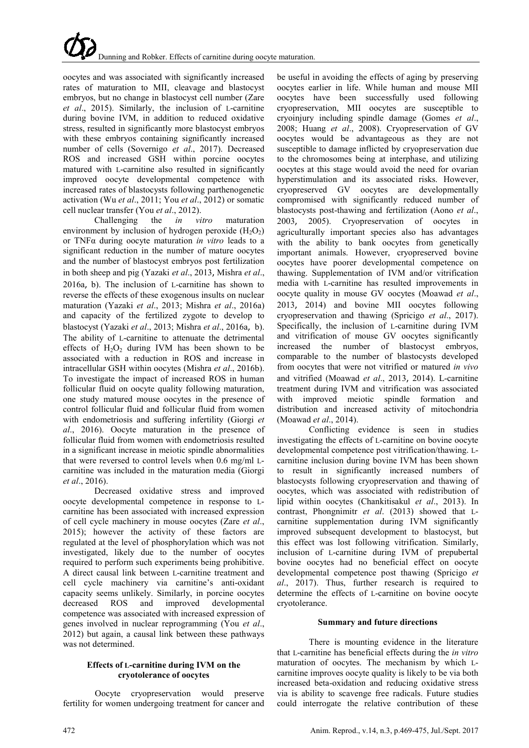oocytes and was associated with significantly increased rates of maturation to MII, cleavage and blastocyst embryos, but no change in blastocyst cell number (Zare *et al*., 2015). Similarly, the inclusion of L-carnitine during bovine IVM, in addition to reduced oxidative stress, resulted in significantly more blastocyst embryos with these embryos containing significantly increased number of cells (Sovernigo *et al*., 2017). Decreased ROS and increased GSH within porcine oocytes matured with L-carnitine also resulted in significantly improved oocyte developmental competence with increased rates of blastocysts following parthenogenetic activation (Wu *et al*., 2011; You *et al*., 2012) or somatic cell nuclear transfer (You *et al*., 2012).

Challenging the *in vitro* maturation environment by inclusion of hydrogen peroxide ($H_2O_2$) or TNFα during oocyte maturation *in vitro* leads to a significant reduction in the number of mature oocytes and the number of blastocyst embryos post fertilization in both sheep and pig (Yazaki *et al*., 2013, Mishra *et al*., 2016a, b). The inclusion of L-carnitine has shown to reverse the effects of these exogenous insults on nuclear maturation (Yazaki *et al*., 2013; Mishra *et al*., 2016a) and capacity of the fertilized zygote to develop to blastocyst (Yazaki *et al*., 2013; Mishra *et al*., 2016a, b). The ability of L-carnitine to attenuate the detrimental effects of $H_2O_2$ during IVM has been shown to be associated with a reduction in ROS and increase in intracellular GSH within oocytes (Mishra *et al*., 2016b). To investigate the impact of increased ROS in human follicular fluid on oocyte quality following maturation, one study matured mouse oocytes in the presence of control follicular fluid and follicular fluid from women with endometriosis and suffering infertility (Giorgi *et al*., 2016). Oocyte maturation in the presence of follicular fluid from women with endometriosis resulted in a significant increase in meiotic spindle abnormalities that were reversed to control levels when 0.6 mg/ml L-carnitine was included in the maturation media (Giorgi *et al*., 2016).

Decreased oxidative stress and improved oocyte developmental competence in response to L-carnitine has been associated with increased expression of cell cycle machinery in mouse oocytes (Zare *et al*., 2015); however the activity of these factors are regulated at the level of phosphorylation which was not investigated, likely due to the number of oocytes required to perform such experiments being prohibitive. A direct causal link between L-carnitine treatment and cell cycle machinery via carnitine's anti-oxidant capacity seems unlikely. Similarly, in porcine oocytes decreased ROS and improved developmental competence was associated with increased expression of genes involved in nuclear reprogramming (You *et al*., 2012) but again, a causal link between these pathways was not determined.

**Effects of L-carnitine during IVM on the cryotolerance of oocytes**

Oocyte cryopreservation would preserve fertility for women undergoing treatment for cancer and be useful in avoiding the effects of aging by preserving oocytes earlier in life. While human and mouse MII oocytes have been successfully used following cryopreservation, MII oocytes are susceptible to cryoinjury including spindle damage (Gomes *et al*., 2008; Huang *et al*., 2008). Cryopreservation of GV oocytes would be advantageous as they are not susceptible to damage inflicted by cryopreservation due to the chromosomes being at interphase, and utilizing oocytes at this stage would avoid the need for ovarian hyperstimulation and its associated risks. However, cryopreserved GV oocytes are developmentally compromised with significantly reduced number of blastocysts post-thawing and fertilization (Aono *et al*., 2003, 2005). Cryopreservation of oocytes in agriculturally important species also has advantages with the ability to bank oocytes from genetically important animals. However, cryopreserved bovine oocytes have poorer developmental competence on thawing. Supplementation of IVM and/or vitrification media with L-carnitine has resulted improvements in oocyte quality in mouse GV oocytes (Moawad *et al*., 2013, 2014) and bovine MII oocytes following cryopreservation and thawing (Spricigo *et al*., 2017). Specifically, the inclusion of L-carnitine during IVM and vitrification of mouse GV oocytes significantly increased the number of blastocyst embryos, comparable to the number of blastocysts developed from oocytes that were not vitrified or matured *in vivo* and vitrified (Moawad *et al*., 2013, 2014). L-carnitine treatment during IVM and vitrification was associated with improved meiotic spindle formation and distribution and increased activity of mitochondria (Moawad *et al*., 2014).

Conflicting evidence is seen in studies investigating the effects of L-carnitine on bovine oocyte developmental competence post vitrification/thawing. L-carnitine inclusion during bovine IVM has been shown to result in significantly increased numbers of blastocysts following cryopreservation and thawing of oocytes, which was associated with redistribution of lipid within oocytes (Chankitisakul *et al*., 2013). In contrast, Phongnimitr *et al*. (2013) showed that L-carnitine supplementation during IVM significantly improved subsequent development to blastocyst, but this effect was lost following vitrification. Similarly, inclusion of L-carnitine during IVM of prepubertal bovine oocytes had no beneficial effect on oocyte developmental competence post thawing (Spricigo *et al*., 2017). Thus, further research is required to determine the effects of L-carnitine on bovine oocyte cryotolerance.

**Summary and future directions**

There is mounting evidence in the literature that L-carnitine has beneficial effects during the *in vitro* maturation of oocytes. The mechanism by which L-carnitine improves oocyte quality is likely to be via both increased beta-oxidation and reducing oxidative stress via is ability to scavenge free radicals. Future studies could interrogate the relative contribution of these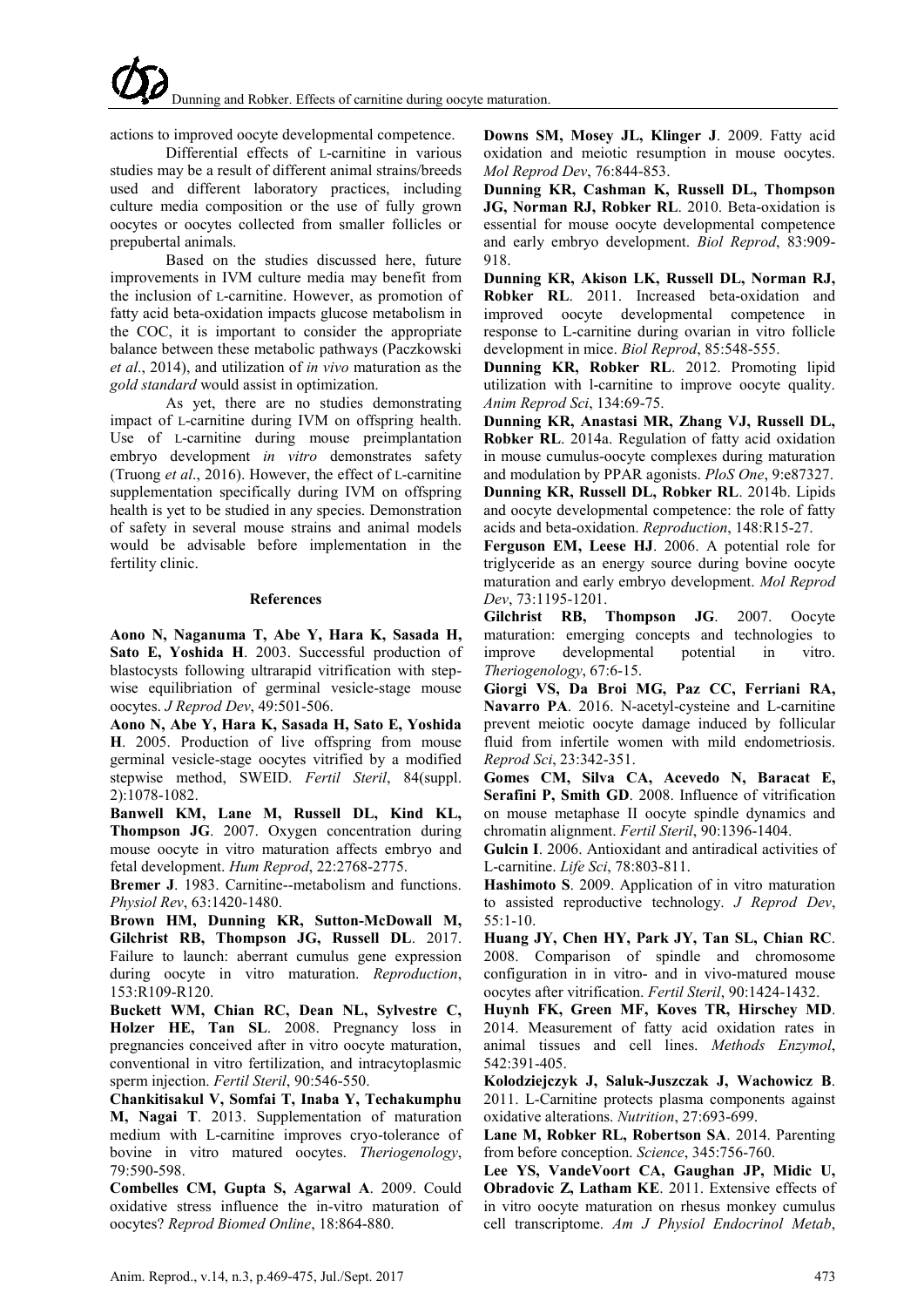actions to improved oocyte developmental competence.

Differential effects of L-carnitine in various studies may be a result of different animal strains/breeds used and different laboratory practices, including culture media composition or the use of fully grown oocytes or oocytes collected from smaller follicles or prepubertal animals.

Based on the studies discussed here, future improvements in IVM culture media may benefit from the inclusion of L-carnitine. However, as promotion of fatty acid beta-oxidation impacts glucose metabolism in the COC, it is important to consider the appropriate balance between these metabolic pathways (Paczkowski *et al*., 2014), and utilization of *in vivo* maturation as the *gold standard* would assist in optimization.

As yet, there are no studies demonstrating impact of L-carnitine during IVM on offspring health. Use of L-carnitine during mouse preimplantation embryo development *in vitro* demonstrates safety (Truong *et al*., 2016). However, the effect of L-carnitine supplementation specifically during IVM on offspring health is yet to be studied in any species. Demonstration of safety in several mouse strains and animal models would be advisable before implementation in the fertility clinic.

## References

**Aono N, Naganuma T, Abe Y, Hara K, Sasada H, Sato E, Yoshida H**. 2003. Successful production of blastocysts following ultrarapid vitrification with step-wise equilibriation of germinal vesicle-stage mouse oocytes. *J Reprod Dev*, 49:501-506.

**Aono N, Abe Y, Hara K, Sasada H, Sato E, Yoshida H**. 2005. Production of live offspring from mouse germinal vesicle-stage oocytes vitrified by a modified stepwise method, SWEID. *Fertil Steril*, 84(suppl. 2):1078-1082.

**Banwell KM, Lane M, Russell DL, Kind KL, Thompson JG**. 2007. Oxygen concentration during mouse oocyte in vitro maturation affects embryo and fetal development. *Hum Reprod*, 22:2768-2775.

**Bremer J**. 1983. Carnitine--metabolism and functions. *Physiol Rev*, 63:1420-1480.

**Brown HM, Dunning KR, Sutton-McDowall M, Gilchrist RB, Thompson JG, Russell DL**. 2017. Failure to launch: aberrant cumulus gene expression during oocyte in vitro maturation. *Reproduction*, 153:R109-R120.

**Buckett WM, Chian RC, Dean NL, Sylvestre C, Holzer HE, Tan SL**. 2008. Pregnancy loss in pregnancies conceived after in vitro oocyte maturation, conventional in vitro fertilization, and intracytoplasmic sperm injection. *Fertil Steril*, 90:546-550.

**Chankitisakul V, Somfai T, Inaba Y, Techakumphu M, Nagai T**. 2013. Supplementation of maturation medium with L-carnitine improves cryo-tolerance of bovine in vitro matured oocytes. *Theriogenology*, 79:590-598.

**Combelles CM, Gupta S, Agarwal A**. 2009. Could oxidative stress influence the in-vitro maturation of oocytes? *Reprod Biomed Online*, 18:864-880.

**Downs SM, Mosey JL, Klinger J**. 2009. Fatty acid oxidation and meiotic resumption in mouse oocytes. *Mol Reprod Dev*, 76:844-853.

**Dunning KR, Cashman K, Russell DL, Thompson JG, Norman RJ, Robker RL**. 2010. Beta-oxidation is essential for mouse oocyte developmental competence and early embryo development. *Biol Reprod*, 83:909-918.

**Dunning KR, Akison LK, Russell DL, Norman RJ, Robker RL**. 2011. Increased beta-oxidation and improved oocyte developmental competence in response to L-carnitine during ovarian in vitro follicle development in mice. *Biol Reprod*, 85:548-555.

**Dunning KR, Robker RL**. 2012. Promoting lipid utilization with l-carnitine to improve oocyte quality. *Anim Reprod Sci*, 134:69-75.

**Dunning KR, Anastasi MR, Zhang VJ, Russell DL, Robker RL**. 2014a. Regulation of fatty acid oxidation in mouse cumulus-oocyte complexes during maturation and modulation by PPAR agonists. *PloS One*, 9:e87327.

**Dunning KR, Russell DL, Robker RL**. 2014b. Lipids and oocyte developmental competence: the role of fatty acids and beta-oxidation. *Reproduction*, 148:R15-27.

**Ferguson EM, Leese HJ**. 2006. A potential role for triglyceride as an energy source during bovine oocyte maturation and early embryo development. *Mol Reprod Dev*, 73:1195-1201.

**Gilchrist RB, Thompson JG**. 2007. Oocyte maturation: emerging concepts and technologies to improve developmental potential in vitro. *Theriogenology*, 67:6-15.

**Giorgi VS, Da Broi MG, Paz CC, Ferriani RA, Navarro PA**. 2016. N-acetyl-cysteine and L-carnitine prevent meiotic oocyte damage induced by follicular fluid from infertile women with mild endometriosis. *Reprod Sci*, 23:342-351.

**Gomes CM, Silva CA, Acevedo N, Baracat E, Serafini P, Smith GD**. 2008. Influence of vitrification on mouse metaphase II oocyte spindle dynamics and chromatin alignment. *Fertil Steril*, 90:1396-1404.

**Gulcin I**. 2006. Antioxidant and antiradical activities of L-carnitine. *Life Sci*, 78:803-811.

**Hashimoto S**. 2009. Application of in vitro maturation to assisted reproductive technology. *J Reprod Dev*, 55:1-10.

**Huang JY, Chen HY, Park JY, Tan SL, Chian RC**. 2008. Comparison of spindle and chromosome configuration in in vitro- and in vivo-matured mouse oocytes after vitrification. *Fertil Steril*, 90:1424-1432.

**Huynh FK, Green MF, Koves TR, Hirschey MD**. 2014. Measurement of fatty acid oxidation rates in animal tissues and cell lines. *Methods Enzymol*, 542:391-405.

**Kolodziejczyk J, Saluk-Juszczak J, Wachowicz B**. 2011. L-Carnitine protects plasma components against oxidative alterations. *Nutrition*, 27:693-699.

**Lane M, Robker RL, Robertson SA**. 2014. Parenting from before conception. *Science*, 345:756-760.

**Lee YS, VandeVoort CA, Gaughan JP, Midic U, Obradovic Z, Latham KE**. 2011. Extensive effects of in vitro oocyte maturation on rhesus monkey cumulus cell transcriptome. *Am J Physiol Endocrinol Metab*,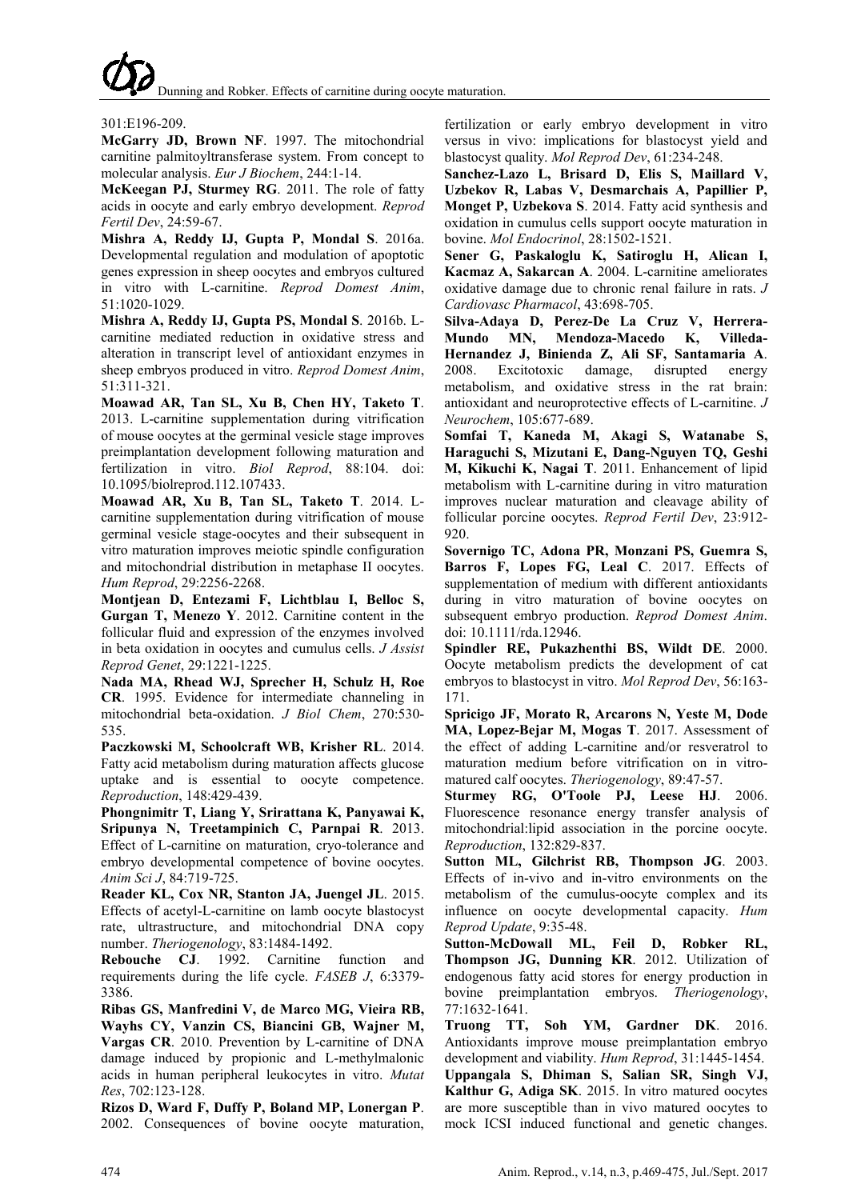301:E196-209.

**McGarry JD, Brown NF**. 1997. The mitochondrial carnitine palmitoyltransferase system. From concept to molecular analysis. *Eur J Biochem*, 244:1-14.

**McKeegan PJ, Sturmey RG**. 2011. The role of fatty acids in oocyte and early embryo development. *Reprod Fertil Dev*, 24:59-67.

**Mishra A, Reddy IJ, Gupta P, Mondal S**. 2016a. Developmental regulation and modulation of apoptotic genes expression in sheep oocytes and embryos cultured in vitro with L-carnitine. *Reprod Domest Anim*, 51:1020-1029.

**Mishra A, Reddy IJ, Gupta PS, Mondal S**. 2016b. L-carnitine mediated reduction in oxidative stress and alteration in transcript level of antioxidant enzymes in sheep embryos produced in vitro. *Reprod Domest Anim*, 51:311-321.

**Moawad AR, Tan SL, Xu B, Chen HY, Taketo T**. 2013. L-carnitine supplementation during vitrification of mouse oocytes at the germinal vesicle stage improves preimplantation development following maturation and fertilization in vitro. *Biol Reprod*, 88:104. doi: 10.1095/biolreprod.112.107433.

**Moawad AR, Xu B, Tan SL, Taketo T**. 2014. L-carnitine supplementation during vitrification of mouse germinal vesicle stage-oocytes and their subsequent in vitro maturation improves meiotic spindle configuration and mitochondrial distribution in metaphase II oocytes. *Hum Reprod*, 29:2256-2268.

**Montjean D, Entezami F, Lichtblau I, Belloc S, Gurgan T, Menezo Y**. 2012. Carnitine content in the follicular fluid and expression of the enzymes involved in beta oxidation in oocytes and cumulus cells. *J Assist Reprod Genet*, 29:1221-1225.

**Nada MA, Rhead WJ, Sprecher H, Schulz H, Roe CR**. 1995. Evidence for intermediate channeling in mitochondrial beta-oxidation. *J Biol Chem*, 270:530-535.

**Paczkowski M, Schoolcraft WB, Krisher RL**. 2014. Fatty acid metabolism during maturation affects glucose uptake and is essential to oocyte competence. *Reproduction*, 148:429-439.

**Phongnimitr T, Liang Y, Srirattana K, Panyawai K, Sripunya N, Treetampinich C, Parnpai R**. 2013. Effect of L-carnitine on maturation, cryo-tolerance and embryo developmental competence of bovine oocytes. *Anim Sci J*, 84:719-725.

**Reader KL, Cox NR, Stanton JA, Juengel JL**. 2015. Effects of acetyl-L-carnitine on lamb oocyte blastocyst rate, ultrastructure, and mitochondrial DNA copy number. *Theriogenology*, 83:1484-1492.

**Rebouche CJ**. 1992. Carnitine function and requirements during the life cycle. *FASEB J*, 6:3379-3386.

**Ribas GS, Manfredini V, de Marco MG, Vieira RB, Wayhs CY, Vanzin CS, Biancini GB, Wajner M, Vargas CR**. 2010. Prevention by L-carnitine of DNA damage induced by propionic and L-methylmalonic acids in human peripheral leukocytes in vitro. *Mutat Res*, 702:123-128.

**Rizos D, Ward F, Duffy P, Boland MP, Lonergan P**. 2002. Consequences of bovine oocyte maturation, fertilization or early embryo development in vitro versus in vivo: implications for blastocyst yield and blastocyst quality. *Mol Reprod Dev*, 61:234-248.

**Sanchez-Lazo L, Brisard D, Elis S, Maillard V, Uzbekov R, Labas V, Desmarchais A, Papillier P, Monget P, Uzbekova S**. 2014. Fatty acid synthesis and oxidation in cumulus cells support oocyte maturation in bovine. *Mol Endocrinol*, 28:1502-1521.

**Sener G, Paskaloglu K, Satiroglu H, Alican I, Kacmaz A, Sakarcan A**. 2004. L-carnitine ameliorates oxidative damage due to chronic renal failure in rats. *J Cardiovasc Pharmacol*, 43:698-705.

**Silva-Adaya D, Perez-De La Cruz V, Herrera-Mundo MN, Mendoza-Macedo K, Villeda-Hernandez J, Binienda Z, Ali SF, Santamaria A**. 2008. Excitotoxic damage, disrupted energy metabolism, and oxidative stress in the rat brain: antioxidant and neuroprotective effects of L-carnitine. *J Neurochem*, 105:677-689.

**Somfai T, Kaneda M, Akagi S, Watanabe S, Haraguchi S, Mizutani E, Dang-Nguyen TQ, Geshi M, Kikuchi K, Nagai T**. 2011. Enhancement of lipid metabolism with L-carnitine during in vitro maturation improves nuclear maturation and cleavage ability of follicular porcine oocytes. *Reprod Fertil Dev*, 23:912-920.

**Sovernigo TC, Adona PR, Monzani PS, Guemra S, Barros F, Lopes FG, Leal C**. 2017. Effects of supplementation of medium with different antioxidants during in vitro maturation of bovine oocytes on subsequent embryo production. *Reprod Domest Anim*. doi: 10.1111/rda.12946.

**Spindler RE, Pukazhenthi BS, Wildt DE**. 2000. Oocyte metabolism predicts the development of cat embryos to blastocyst in vitro. *Mol Reprod Dev*, 56:163-171.

**Spricigo JF, Morato R, Arcarons N, Yeste M, Dode MA, Lopez-Bejar M, Mogas T**. 2017. Assessment of the effect of adding L-carnitine and/or resveratrol to maturation medium before vitrification on in vitro-matured calf oocytes. *Theriogenology*, 89:47-57.

**Sturmey RG, O'Toole PJ, Leese HJ**. 2006. Fluorescence resonance energy transfer analysis of mitochondrial:lipid association in the porcine oocyte. *Reproduction*, 132:829-837.

**Sutton ML, Gilchrist RB, Thompson JG**. 2003. Effects of in-vivo and in-vitro environments on the metabolism of the cumulus-oocyte complex and its influence on oocyte developmental capacity. *Hum Reprod Update*, 9:35-48.

**Sutton-McDowall ML, Feil D, Robker RL, Thompson JG, Dunning KR**. 2012. Utilization of endogenous fatty acid stores for energy production in bovine preimplantation embryos. *Theriogenology*, 77:1632-1641.

**Truong TT, Soh YM, Gardner DK**. 2016. Antioxidants improve mouse preimplantation embryo development and viability. *Hum Reprod*, 31:1445-1454.

**Uppangala S, Dhiman S, Salian SR, Singh VJ, Kalthur G, Adiga SK**. 2015. In vitro matured oocytes are more susceptible than in vivo matured oocytes to mock ICSI induced functional and genetic changes.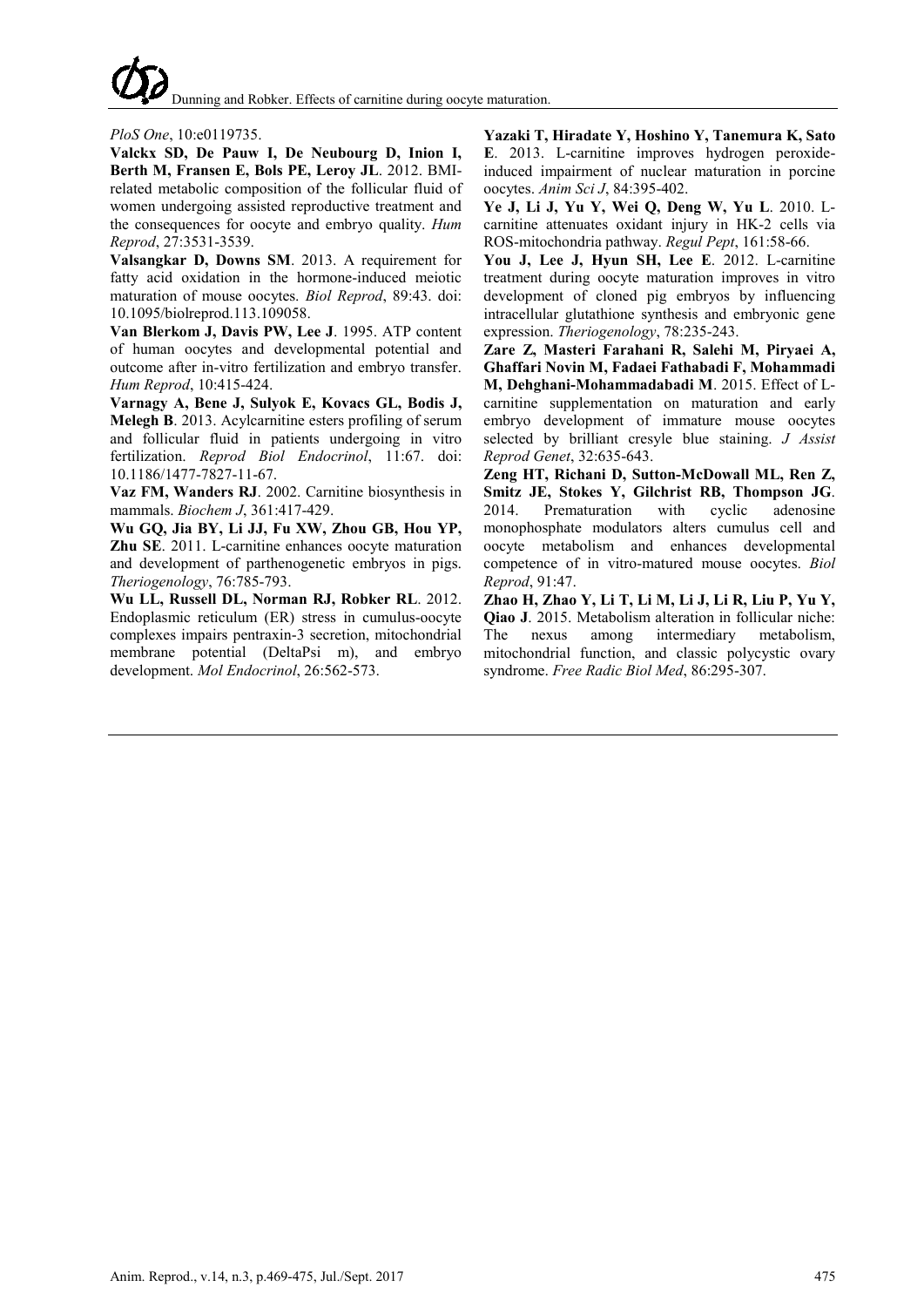*PloS One*, 10:e0119735.

**Valckx SD, De Pauw I, De Neubourg D, Inion I, Berth M, Fransen E, Bols PE, Leroy JL**. 2012. BMI-related metabolic composition of the follicular fluid of women undergoing assisted reproductive treatment and the consequences for oocyte and embryo quality. *Hum Reprod*, 27:3531-3539.

**Valsangkar D, Downs SM**. 2013. A requirement for fatty acid oxidation in the hormone-induced meiotic maturation of mouse oocytes. *Biol Reprod*, 89:43. doi: 10.1095/biolreprod.113.109058.

**Van Blerkom J, Davis PW, Lee J**. 1995. ATP content of human oocytes and developmental potential and outcome after in-vitro fertilization and embryo transfer. *Hum Reprod*, 10:415-424.

**Varnagy A, Bene J, Sulyok E, Kovacs GL, Bodis J, Melegh B**. 2013. Acylcarnitine esters profiling of serum and follicular fluid in patients undergoing in vitro fertilization. *Reprod Biol Endocrinol*, 11:67. doi: 10.1186/1477-7827-11-67.

**Vaz FM, Wanders RJ**. 2002. Carnitine biosynthesis in mammals. *Biochem J*, 361:417-429.

**Wu GQ, Jia BY, Li JJ, Fu XW, Zhou GB, Hou YP, Zhu SE**. 2011. L-carnitine enhances oocyte maturation and development of parthenogenetic embryos in pigs. *Theriogenology*, 76:785-793.

**Wu LL, Russell DL, Norman RJ, Robker RL**. 2012. Endoplasmic reticulum (ER) stress in cumulus-oocyte complexes impairs pentraxin-3 secretion, mitochondrial membrane potential (DeltaPsi m), and embryo development. *Mol Endocrinol*, 26:562-573.

**Yazaki T, Hiradate Y, Hoshino Y, Tanemura K, Sato E**. 2013. L-carnitine improves hydrogen peroxide-induced impairment of nuclear maturation in porcine oocytes. *Anim Sci J*, 84:395-402.

**Ye J, Li J, Yu Y, Wei Q, Deng W, Yu L**. 2010. L-carnitine attenuates oxidant injury in HK-2 cells via ROS-mitochondria pathway. *Regul Pept*, 161:58-66.

**You J, Lee J, Hyun SH, Lee E**. 2012. L-carnitine treatment during oocyte maturation improves in vitro development of cloned pig embryos by influencing intracellular glutathione synthesis and embryonic gene expression. *Theriogenology*, 78:235-243.

**Zare Z, Masteri Farahani R, Salehi M, Piryaei A, Ghaffari Novin M, Fadaei Fathabadi F, Mohammadi M, Dehghani-Mohammadabadi M**. 2015. Effect of L-carnitine supplementation on maturation and early embryo development of immature mouse oocytes selected by brilliant cresyle blue staining. *J Assist Reprod Genet*, 32:635-643.

**Zeng HT, Richani D, Sutton-McDowall ML, Ren Z, Smitz JE, Stokes Y, Gilchrist RB, Thompson JG**. 2014. Prematuration with cyclic adenosine monophosphate modulators alters cumulus cell and oocyte metabolism and enhances developmental competence of in vitro-matured mouse oocytes. *Biol Reprod*, 91:47.

**Zhao H, Zhao Y, Li T, Li M, Li J, Li R, Liu P, Yu Y, Qiao J**. 2015. Metabolism alteration in follicular niche: The nexus among intermediary metabolism, mitochondrial function, and classic polycystic ovary syndrome. *Free Radic Biol Med*, 86:295-307.